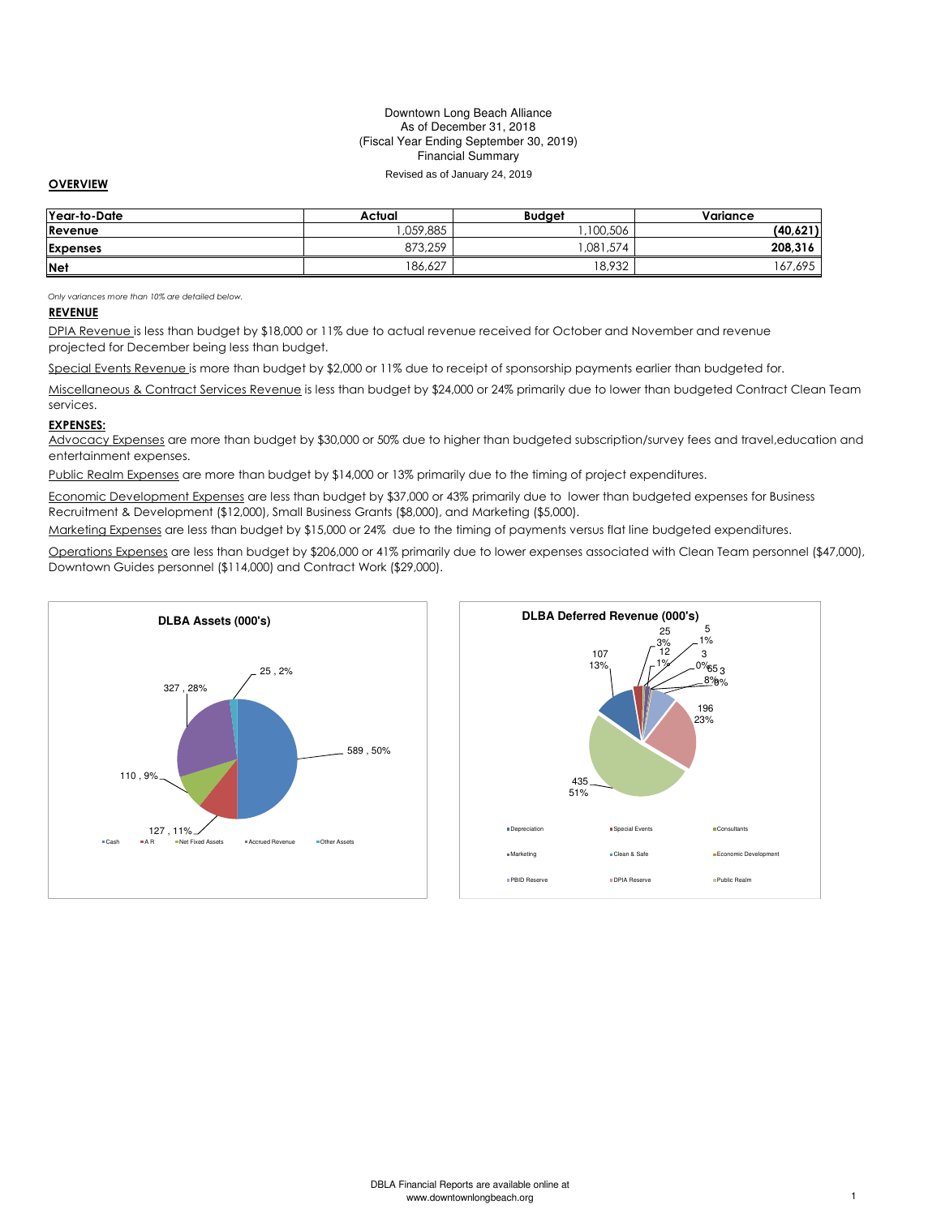Downtown Long Beach Alliance
As of December 31, 2018
(Fiscal Year Ending September 30, 2019)
Financial Summary

Revised as of January 24, 2019

## OVERVIEW

| Year-to-Date | Actual | Budget | Variance |
|---|---|---|---|
| Revenue | 1,059,885 | 1,100,506 | **(40,621)** |
| Expenses | 873,259 | 1,081,574 | **208,316** |
| Net | 186,627 | 18,932 | 167,695 |

*Only variances more than 10% are detailed below.*

### REVENUE

DPIA Revenue is less than budget by $18,000 or 11% due to actual revenue received for October and November and revenue projected for December being less than budget.

Special Events Revenue is more than budget by $2,000 or 11% due to receipt of sponsorship payments earlier than budgeted for.

Miscellaneous & Contract Services Revenue is less than budget by $24,000 or 24% primarily due to lower than budgeted Contract Clean Team services.

### EXPENSES:

Advocacy Expenses are more than budget by $30,000 or 50% due to higher than budgeted subscription/survey fees and travel,education and entertainment expenses.

Public Realm Expenses are more than budget by $14,000 or 13% primarily due to the timing of project expenditures.

Economic Development Expenses are less than budget by $37,000 or 43% primarily due to lower than budgeted expenses for Business Recruitment & Development ($12,000), Small Business Grants ($8,000), and Marketing ($5,000).

Marketing Expenses are less than budget by $15,000 or 24% due to the timing of payments versus flat line budgeted expenditures.

Operations Expenses are less than budget by $206,000 or 41% primarily due to lower expenses associated with Clean Team personnel ($47,000), Downtown Guides personnel ($114,000) and Contract Work ($29,000).

**DLBA Assets (000's)**

| Category | Value | % |
|---|---|---|
| Cash | 589 | 50% |
| A R | 127 | 11% |
| Net Fixed Assets | 110 | 9% |
| Accrued Revenue | 327 | 28% |
| Other Assets | 25 | 2% |

**DLBA Deferred Revenue (000's)**

| Category | Value | % |
|---|---|---|
| Depreciation | 107 | 13% |
| Special Events | 25 | 3% |
| Consultants | 12 | 1% |
| Marketing | 5 | 1% |
| Clean & Safe | 3 | 0% |
| Economic Development | 3 | 0% |
| PBID Reserve | 65 | 8% |
| DPIA Reserve | 196 | 23% |
| Public Realm | 435 | 51% |

DBLA Financial Reports are available online at www.downtownlongbeach.org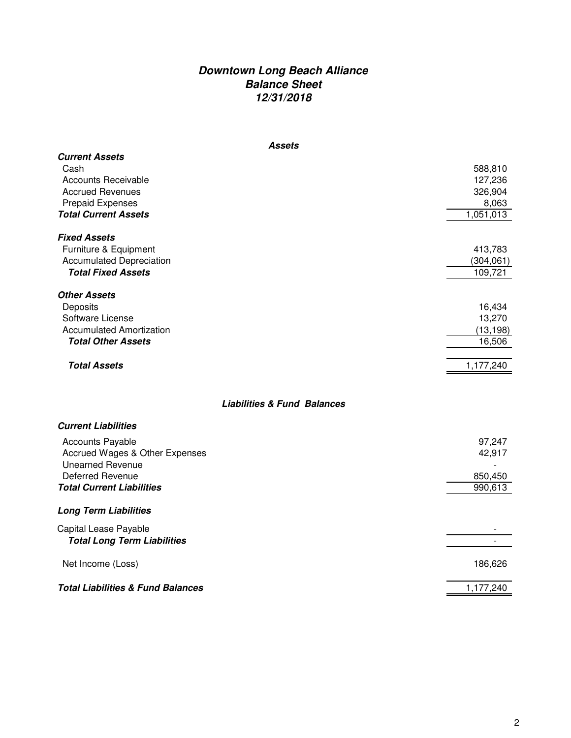# *Downtown Long Beach Alliance*
## *Balance Sheet*
## *12/31/2018*

### *Assets*

| | |
|---|---:|
| ***Current Assets*** | |
| Cash | 588,810 |
| Accounts Receivable | 127,236 |
| Accrued Revenues | 326,904 |
| Prepaid Expenses | 8,063 |
| ***Total Current Assets*** | 1,051,013 |
| | |
| ***Fixed Assets*** | |
| Furniture & Equipment | 413,783 |
| Accumulated Depreciation | (304,061) |
| ***Total Fixed Assets*** | 109,721 |
| | |
| ***Other Assets*** | |
| Deposits | 16,434 |
| Software License | 13,270 |
| Accumulated Amortization | (13,198) |
| ***Total Other Assets*** | 16,506 |
| | |
| ***Total Assets*** | 1,177,240 |

### *Liabilities & Fund Balances*

| | |
|---|---:|
| ***Current Liabilities*** | |
| Accounts Payable | 97,247 |
| Accrued Wages & Other Expenses | 42,917 |
| Unearned Revenue | - |
| Deferred Revenue | 850,450 |
| ***Total Current Liabilities*** | 990,613 |
| | |
| ***Long Term Liabilities*** | |
| Capital Lease Payable | - |
| ***Total Long Term Liabilities*** | - |
| | |
| Net Income (Loss) | 186,626 |
| | |
| ***Total Liabilities & Fund Balances*** | 1,177,240 |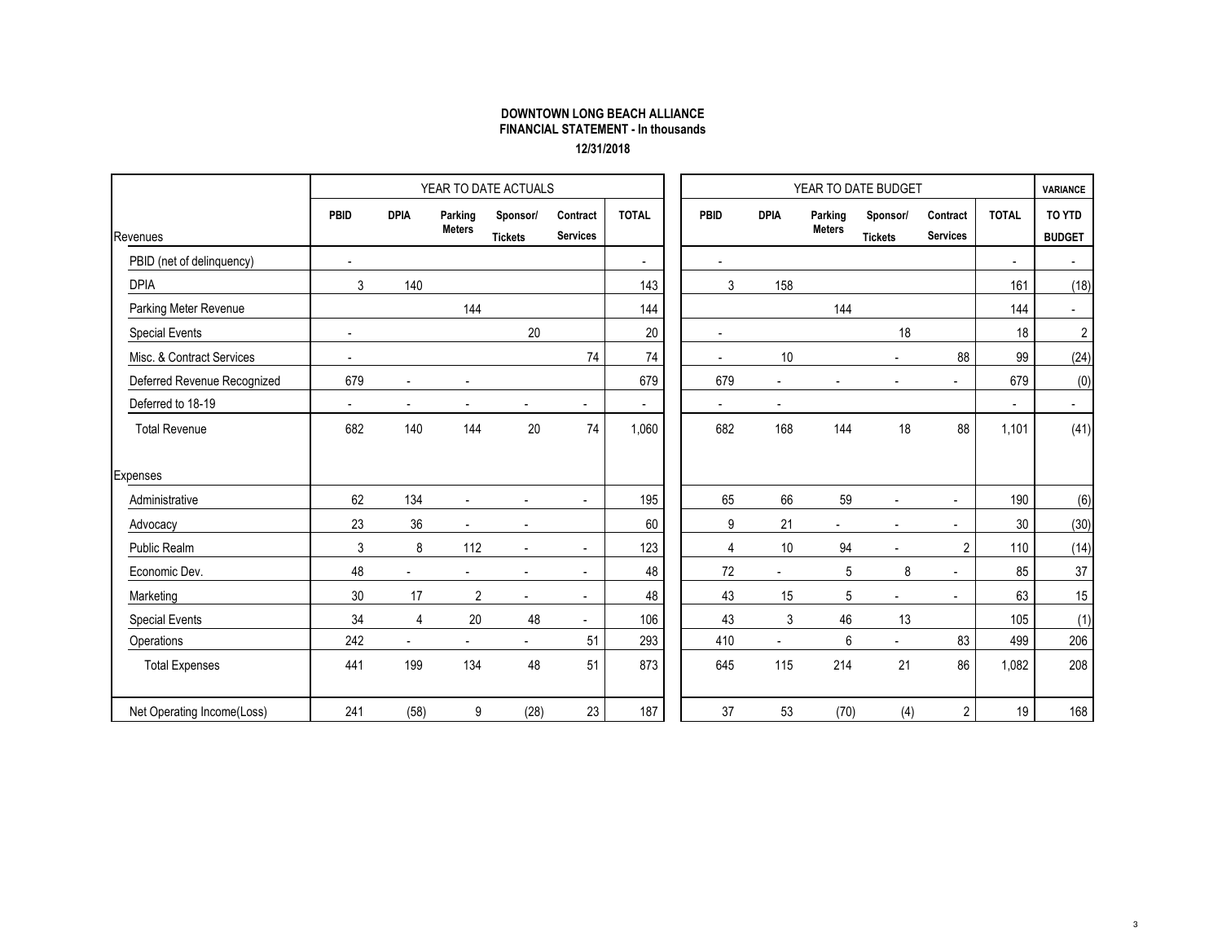**DOWNTOWN LONG BEACH ALLIANCE**
**FINANCIAL STATEMENT - In thousands**
**12/31/2018**

| | YEAR TO DATE ACTUALS | | | | | | YEAR TO DATE BUDGET | | | | | | VARIANCE |
|---|---|---|---|---|---|---|---|---|---|---|---|---|---|
| Revenues | PBID | DPIA | Parking Meters | Sponsor/ Tickets | Contract Services | TOTAL | PBID | DPIA | Parking Meters | Sponsor/ Tickets | Contract Services | TOTAL | TO YTD BUDGET |
| PBID (net of delinquency) | - | | | | | - | - | | | | | - | - |
| DPIA | 3 | 140 | | | | 143 | 3 | 158 | | | | 161 | (18) |
| Parking Meter Revenue | | | 144 | | | 144 | | | 144 | | | 144 | - |
| Special Events | - | | | 20 | | 20 | - | | | 18 | | 18 | 2 |
| Misc. & Contract Services | - | | | | 74 | 74 | - | 10 | | - | 88 | 99 | (24) |
| Deferred Revenue Recognized | 679 | - | - | | | 679 | 679 | - | - | - | - | 679 | (0) |
| Deferred to 18-19 | - | - | - | - | - | - | - | - | | | | - | - |
| Total Revenue | 682 | 140 | 144 | 20 | 74 | 1,060 | 682 | 168 | 144 | 18 | 88 | 1,101 | (41) |
| Expenses | | | | | | | | | | | | | |
| Administrative | 62 | 134 | - | - | - | 195 | 65 | 66 | 59 | - | - | 190 | (6) |
| Advocacy | 23 | 36 | - | - | | 60 | 9 | 21 | - | - | - | 30 | (30) |
| Public Realm | 3 | 8 | 112 | - | - | 123 | 4 | 10 | 94 | - | 2 | 110 | (14) |
| Economic Dev. | 48 | - | - | - | - | 48 | 72 | - | 5 | 8 | - | 85 | 37 |
| Marketing | 30 | 17 | 2 | - | - | 48 | 43 | 15 | 5 | - | - | 63 | 15 |
| Special Events | 34 | 4 | 20 | 48 | - | 106 | 43 | 3 | 46 | 13 | | 105 | (1) |
| Operations | 242 | - | - | - | 51 | 293 | 410 | - | 6 | - | 83 | 499 | 206 |
| Total Expenses | 441 | 199 | 134 | 48 | 51 | 873 | 645 | 115 | 214 | 21 | 86 | 1,082 | 208 |
| Net Operating Income(Loss) | 241 | (58) | 9 | (28) | 23 | 187 | 37 | 53 | (70) | (4) | 2 | 19 | 168 |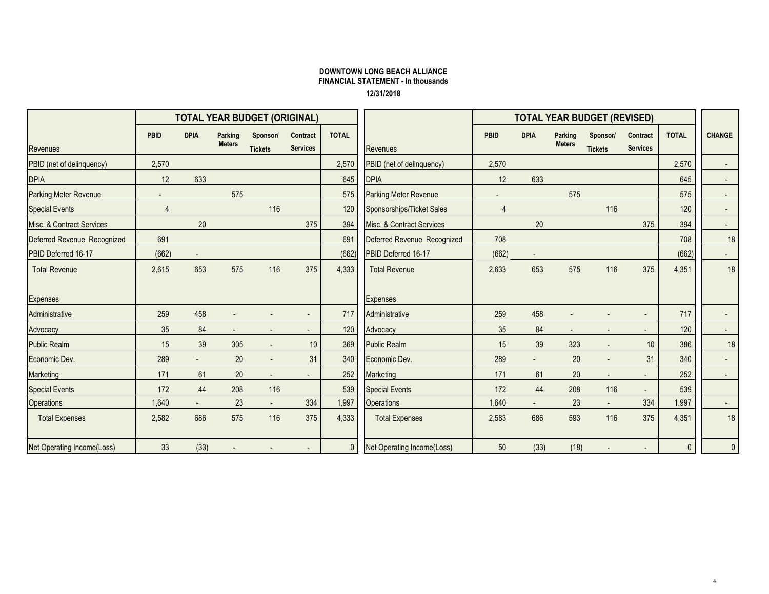**DOWNTOWN LONG BEACH ALLIANCE**
**FINANCIAL STATEMENT - In thousands**
**12/31/2018**

**TOTAL YEAR BUDGET (ORIGINAL)**

| Revenues | PBID | DPIA | Parking Meters | Sponsor/ Tickets | Contract Services | TOTAL |
|---|---|---|---|---|---|---|
| PBID (net of delinquency) | 2,570 | | | | | 2,570 |
| DPIA | 12 | 633 | | | | 645 |
| Parking Meter Revenue | - | | 575 | | | 575 |
| Special Events | 4 | | | 116 | | 120 |
| Misc. & Contract Services | | 20 | | | 375 | 394 |
| Deferred Revenue Recognized | 691 | | | | | 691 |
| PBID Deferred 16-17 | (662) | - | | | | (662) |
| Total Revenue | 2,615 | 653 | 575 | 116 | 375 | 4,333 |
| **Expenses** | | | | | | |
| Administrative | 259 | 458 | - | - | - | 717 |
| Advocacy | 35 | 84 | - | - | - | 120 |
| Public Realm | 15 | 39 | 305 | - | 10 | 369 |
| Economic Dev. | 289 | - | 20 | - | 31 | 340 |
| Marketing | 171 | 61 | 20 | - | - | 252 |
| Special Events | 172 | 44 | 208 | 116 | | 539 |
| Operations | 1,640 | - | 23 | - | 334 | 1,997 |
| Total Expenses | 2,582 | 686 | 575 | 116 | 375 | 4,333 |
| Net Operating Income(Loss) | 33 | (33) | - | - | - | 0 |

**TOTAL YEAR BUDGET (REVISED)**

| Revenues | PBID | DPIA | Parking Meters | Sponsor/ Tickets | Contract Services | TOTAL | CHANGE |
|---|---|---|---|---|---|---|---|
| PBID (net of delinquency) | 2,570 | | | | | 2,570 | - |
| DPIA | 12 | 633 | | | | 645 | - |
| Parking Meter Revenue | - | | 575 | | | 575 | - |
| Sponsorships/Ticket Sales | 4 | | | 116 | | 120 | - |
| Misc. & Contract Services | | 20 | | | 375 | 394 | - |
| Deferred Revenue Recognized | 708 | | | | | 708 | 18 |
| PBID Deferred 16-17 | (662) | - | | | | (662) | - |
| Total Revenue | 2,633 | 653 | 575 | 116 | 375 | 4,351 | 18 |
| **Expenses** | | | | | | | |
| Administrative | 259 | 458 | - | - | - | 717 | - |
| Advocacy | 35 | 84 | - | - | - | 120 | - |
| Public Realm | 15 | 39 | 323 | - | 10 | 386 | 18 |
| Economic Dev. | 289 | - | 20 | - | 31 | 340 | - |
| Marketing | 171 | 61 | 20 | - | - | 252 | - |
| Special Events | 172 | 44 | 208 | 116 | - | 539 | |
| Operations | 1,640 | - | 23 | - | 334 | 1,997 | - |
| Total Expenses | 2,583 | 686 | 593 | 116 | 375 | 4,351 | 18 |
| Net Operating Income(Loss) | 50 | (33) | (18) | - | - | 0 | 0 |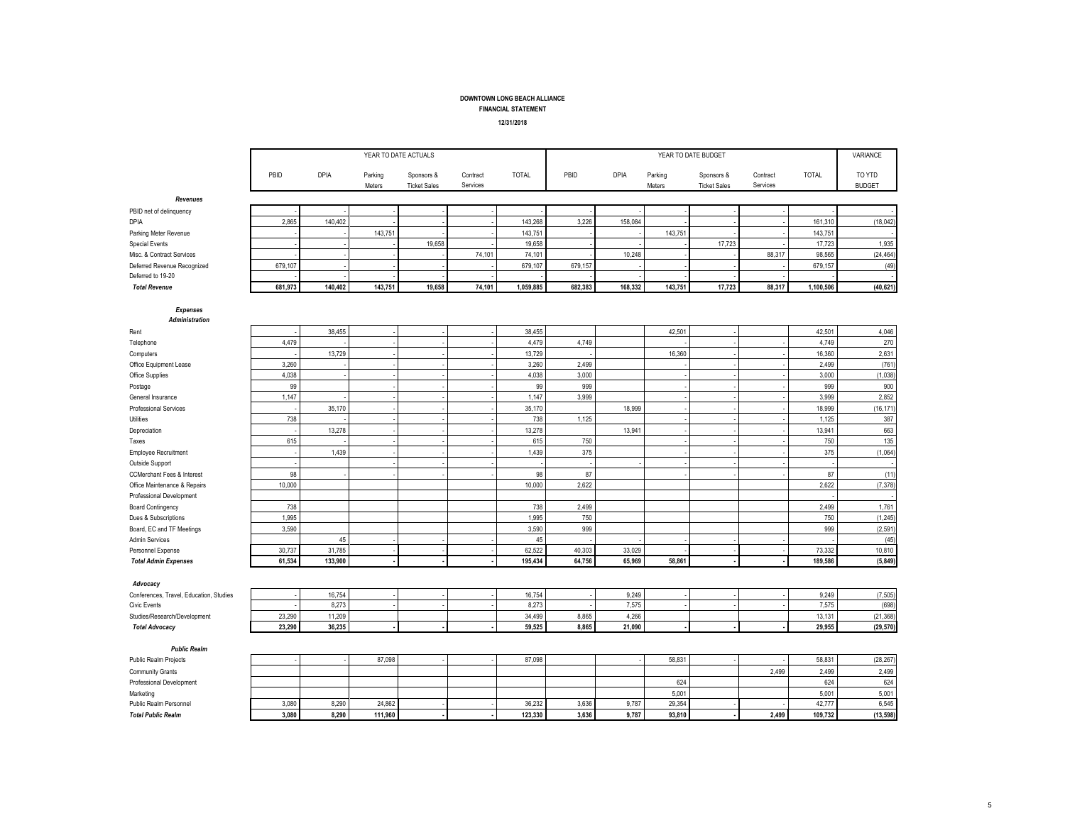**DOWNTOWN LONG BEACH ALLIANCE**
**FINANCIAL STATEMENT**
**12/31/2018**

| | YEAR TO DATE ACTUALS | | | | | | YEAR TO DATE BUDGET | | | | | | VARIANCE |
|---|---|---|---|---|---|---|---|---|---|---|---|---|---|
| | PBID | DPIA | Parking Meters | Sponsors & Ticket Sales | Contract Services | TOTAL | PBID | DPIA | Parking Meters | Sponsors & Ticket Sales | Contract Services | TOTAL | TO YTD BUDGET |
| ***Revenues*** | | | | | | | | | | | | | |
| PBID net of delinquency | - | - | - | - | - | - | - | - | - | - | - | - | - |
| DPIA | 2,865 | 140,402 | - | - | - | 143,268 | 3,226 | 158,084 | - | - | - | 161,310 | (18,042) |
| Parking Meter Revenue | - | - | 143,751 | - | - | 143,751 | - | - | 143,751 | - | - | 143,751 | - |
| Special Events | - | - | - | 19,658 | - | 19,658 | - | - | - | 17,723 | - | 17,723 | 1,935 |
| Misc. & Contract Services | - | - | - | - | 74,101 | 74,101 | - | 10,248 | - | - | 88,317 | 98,565 | (24,464) |
| Deferred Revenue Recognized | 679,107 | - | - | - | - | 679,107 | 679,157 | - | - | - | - | 679,157 | (49) |
| Deferred to 19-20 | - | - | - | - | - | - | - | - | - | - | - | - | - |
| ***Total Revenue*** | **681,973** | **140,402** | **143,751** | **19,658** | **74,101** | **1,059,885** | **682,383** | **168,332** | **143,751** | **17,723** | **88,317** | **1,100,506** | **(40,621)** |
| ***Expenses*** | | | | | | | | | | | | | |
| ***Administration*** | | | | | | | | | | | | | |
| Rent | - | 38,455 | - | - | - | 38,455 | | | 42,501 | - | | 42,501 | 4,046 |
| Telephone | 4,479 | - | - | - | - | 4,479 | 4,749 | | - | - | - | 4,749 | 270 |
| Computers | - | 13,729 | - | - | - | 13,729 | - | | 16,360 | - | - | 16,360 | 2,631 |
| Office Equipment Lease | 3,260 | - | - | - | - | 3,260 | 2,499 | | - | - | - | 2,499 | (761) |
| Office Supplies | 4,038 | - | - | - | - | 4,038 | 3,000 | | - | - | - | 3,000 | (1,038) |
| Postage | 99 | | - | - | - | 99 | 999 | | - | - | - | 999 | 900 |
| General Insurance | 1,147 | - | - | - | - | 1,147 | 3,999 | | - | - | - | 3,999 | 2,852 |
| Professional Services | - | 35,170 | - | - | - | 35,170 | | 18,999 | - | - | - | 18,999 | (16,171) |
| Utilities | 738 | - | - | - | - | 738 | 1,125 | | - | - | - | 1,125 | 387 |
| Depreciation | - | 13,278 | - | - | - | 13,278 | | 13,941 | - | - | - | 13,941 | 663 |
| Taxes | 615 | - | - | - | - | 615 | 750 | | - | - | - | 750 | 135 |
| Employee Recruitment | - | 1,439 | - | - | - | 1,439 | 375 | | - | - | - | 375 | (1,064) |
| Outside Support | - | | - | - | - | - | - | - | - | - | - | - | - |
| CCMerchant Fees & Interest | 98 | - | - | - | - | 98 | 87 | | - | - | - | 87 | (11) |
| Office Maintenance & Repairs | 10,000 | | | | | 10,000 | 2,622 | | | | | 2,622 | (7,378) |
| Professional Development | | | | | | | | | | | | - | - |
| Board Contingency | 738 | | | | | 738 | 2,499 | | | | | 2,499 | 1,761 |
| Dues & Subscriptions | 1,995 | | | | | 1,995 | 750 | | | | | 750 | (1,245) |
| Board, EC and TF Meetings | 3,590 | | | | | 3,590 | 999 | | | | | 999 | (2,591) |
| Admin Services | | 45 | - | - | - | 45 | - | - | - | - | - | - | (45) |
| Personnel Expense | 30,737 | 31,785 | - | - | - | 62,522 | 40,303 | 33,029 | - | - | - | 73,332 | 10,810 |
| ***Total Admin Expenses*** | **61,534** | **133,900** | **-** | **-** | **-** | **195,434** | **64,756** | **65,969** | **58,861** | **-** | **-** | **189,586** | **(5,849)** |
| ***Advocacy*** | | | | | | | | | | | | | |
| Conferences, Travel, Education, Studies | - | 16,754 | - | - | - | 16,754 | - | 9,249 | - | - | - | 9,249 | (7,505) |
| Civic Events | - | 8,273 | - | - | - | 8,273 | - | 7,575 | - | - | - | 7,575 | (698) |
| Studies/Research/Development | 23,290 | 11,209 | | | | 34,499 | 8,865 | 4,266 | | | | 13,131 | (21,368) |
| ***Total Advocacy*** | **23,290** | **36,235** | **-** | **-** | **-** | **59,525** | **8,865** | **21,090** | **-** | **-** | **-** | **29,955** | **(29,570)** |
| ***Public Realm*** | | | | | | | | | | | | | |
| Public Realm Projects | - | - | 87,098 | - | - | 87,098 | | - | 58,831 | - | - | 58,831 | (28,267) |
| Community Grants | | | | | | | | | | | 2,499 | 2,499 | 2,499 |
| Professional Development | | | | | | | | | 624 | | | 624 | 624 |
| Marketing | | | | | | | | | 5,001 | | | 5,001 | 5,001 |
| Public Realm Personnel | 3,080 | 8,290 | 24,862 | - | - | 36,232 | 3,636 | 9,787 | 29,354 | - | - | 42,777 | 6,545 |
| ***Total Public Realm*** | **3,080** | **8,290** | **111,960** | **-** | **-** | **123,330** | **3,636** | **9,787** | **93,810** | **-** | **2,499** | **109,732** | **(13,598)** |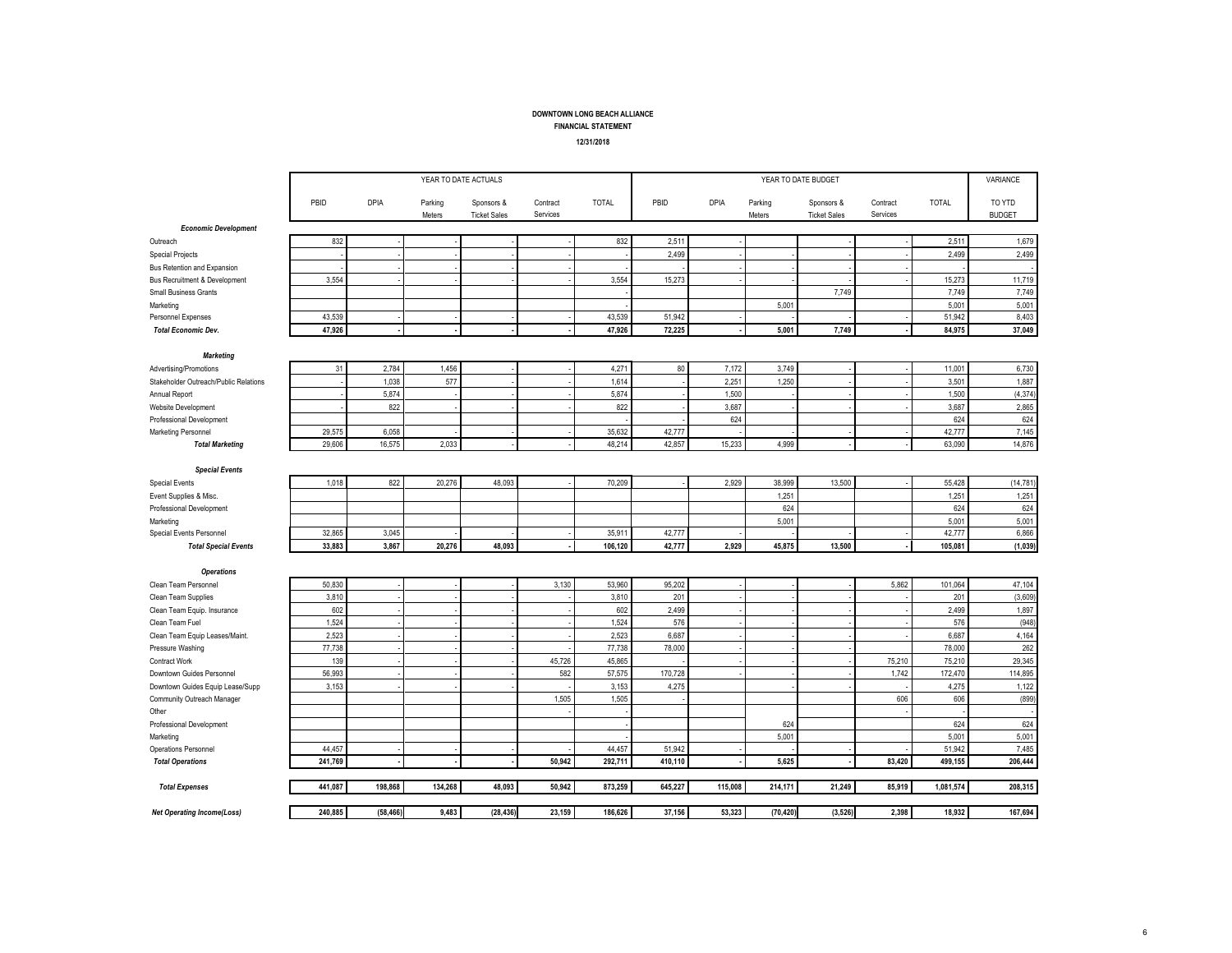# DOWNTOWN LONG BEACH ALLIANCE

## FINANCIAL STATEMENT

**12/31/2018**

| | YEAR TO DATE ACTUALS | | | | | | YEAR TO DATE BUDGET | | | | | | VARIANCE |
|---|---|---|---|---|---|---|---|---|---|---|---|---|---|
| | PBID | DPIA | Parking Meters | Sponsors & Ticket Sales | Contract Services | TOTAL | PBID | DPIA | Parking Meters | Sponsors & Ticket Sales | Contract Services | TOTAL | TO YTD BUDGET |
| ***Economic Development*** | | | | | | | | | | | | | |
| Outreach | 832 | - | - | - | - | 832 | 2,511 | - | | - | - | 2,511 | 1,679 |
| Special Projects | - | - | - | - | - | - | 2,499 | - | - | - | - | 2,499 | 2,499 |
| Bus Retention and Expansion | - | - | - | - | - | - | - | - | - | - | - | - | - |
| Bus Recruitment & Development | 3,554 | - | - | - | - | 3,554 | 15,273 | - | - | - | - | 15,273 | 11,719 |
| Small Business Grants | | | | | | - | | | | 7,749 | | 7,749 | 7,749 |
| Marketing | | | | | | - | | | 5,001 | | | 5,001 | 5,001 |
| Personnel Expenses | 43,539 | - | - | - | - | 43,539 | 51,942 | - | - | - | - | 51,942 | 8,403 |
| ***Total Economic Dev.*** | **47,926** | **-** | **-** | **-** | **-** | **47,926** | **72,225** | **-** | **5,001** | **7,749** | **-** | **84,975** | **37,049** |
| ***Marketing*** | | | | | | | | | | | | | |
| Advertising/Promotions | 31 | 2,784 | 1,456 | - | - | 4,271 | 80 | 7,172 | 3,749 | - | - | 11,001 | 6,730 |
| Stakeholder Outreach/Public Relations | - | 1,038 | 577 | - | - | 1,614 | - | 2,251 | 1,250 | - | - | 3,501 | 1,887 |
| Annual Report | - | 5,874 | - | - | - | 5,874 | - | 1,500 | - | - | - | 1,500 | (4,374) |
| Website Development | - | 822 | - | - | - | 822 | - | 3,687 | - | - | - | 3,687 | 2,865 |
| Professional Development | | | | | | - | - | 624 | | | | 624 | 624 |
| Marketing Personnel | 29,575 | 6,058 | | - | - | 35,632 | 42,777 | - | - | - | - | 42,777 | 7,145 |
| ***Total Marketing*** | 29,606 | 16,575 | 2,033 | - | - | 48,214 | 42,857 | 15,233 | 4,999 | - | - | 63,090 | 14,876 |
| ***Special Events*** | | | | | | | | | | | | | |
| Special Events | 1,018 | 822 | 20,276 | 48,093 | - | 70,209 | - | 2,929 | 38,999 | 13,500 | - | 55,428 | (14,781) |
| Event Supplies & Misc. | | | | | | | | | 1,251 | | | 1,251 | 1,251 |
| Professional Development | | | | | | | | | 624 | | | 624 | 624 |
| Marketing | | | | | | | | | 5,001 | | | 5,001 | 5,001 |
| Special Events Personnel | 32,865 | 3,045 | - | - | - | 35,911 | 42,777 | - | - | - | - | 42,777 | 6,866 |
| ***Total Special Events*** | **33,883** | **3,867** | **20,276** | **48,093** | **-** | **106,120** | **42,777** | **2,929** | **45,875** | **13,500** | **-** | **105,081** | **(1,039)** |
| ***Operations*** | | | | | | | | | | | | | |
| Clean Team Personnel | 50,830 | - | - | - | 3,130 | 53,960 | 95,202 | - | - | - | 5,862 | 101,064 | 47,104 |
| Clean Team Supplies | 3,810 | - | - | - | - | 3,810 | 201 | - | - | - | - | 201 | (3,609) |
| Clean Team Equip. Insurance | 602 | - | - | - | - | 602 | 2,499 | - | - | - | - | 2,499 | 1,897 |
| Clean Team Fuel | 1,524 | - | - | - | - | 1,524 | 576 | - | - | - | - | 576 | (948) |
| Clean Team Equip Leases/Maint. | 2,523 | - | - | - | - | 2,523 | 6,687 | - | - | - | - | 6,687 | 4,164 |
| Pressure Washing | 77,738 | - | - | - | - | 77,738 | 78,000 | - | - | - | | 78,000 | 262 |
| Contract Work | 139 | - | - | - | 45,726 | 45,865 | - | - | - | - | 75,210 | 75,210 | 29,345 |
| Downtown Guides Personnel | 56,993 | - | - | - | 582 | 57,575 | 170,728 | - | - | - | 1,742 | 172,470 | 114,895 |
| Downtown Guides Equip Lease/Supp | 3,153 | - | - | - | - | 3,153 | 4,275 | | - | - | - | 4,275 | 1,122 |
| Community Outreach Manager | | | | | 1,505 | 1,505 | - | | | | 606 | 606 | (899) |
| Other | | | | | - | - | | | | | - | - | - |
| Professional Development | | | | | | - | | | 624 | | | 624 | 624 |
| Marketing | | | | | | - | | | 5,001 | | | 5,001 | 5,001 |
| Operations Personnel | 44,457 | - | - | - | - | 44,457 | 51,942 | - | - | - | - | 51,942 | 7,485 |
| ***Total Operations*** | **241,769** | **-** | **-** | **-** | **50,942** | **292,711** | **410,110** | **-** | **5,625** | **-** | **83,420** | **499,155** | **206,444** |
| ***Total Expenses*** | **441,087** | **198,868** | **134,268** | **48,093** | **50,942** | **873,259** | **645,227** | **115,008** | **214,171** | **21,249** | **85,919** | **1,081,574** | **208,315** |
| ***Net Operating Income(Loss)*** | **240,885** | **(58,466)** | **9,483** | **(28,436)** | **23,159** | **186,626** | **37,156** | **53,323** | **(70,420)** | **(3,526)** | **2,398** | **18,932** | **167,694** |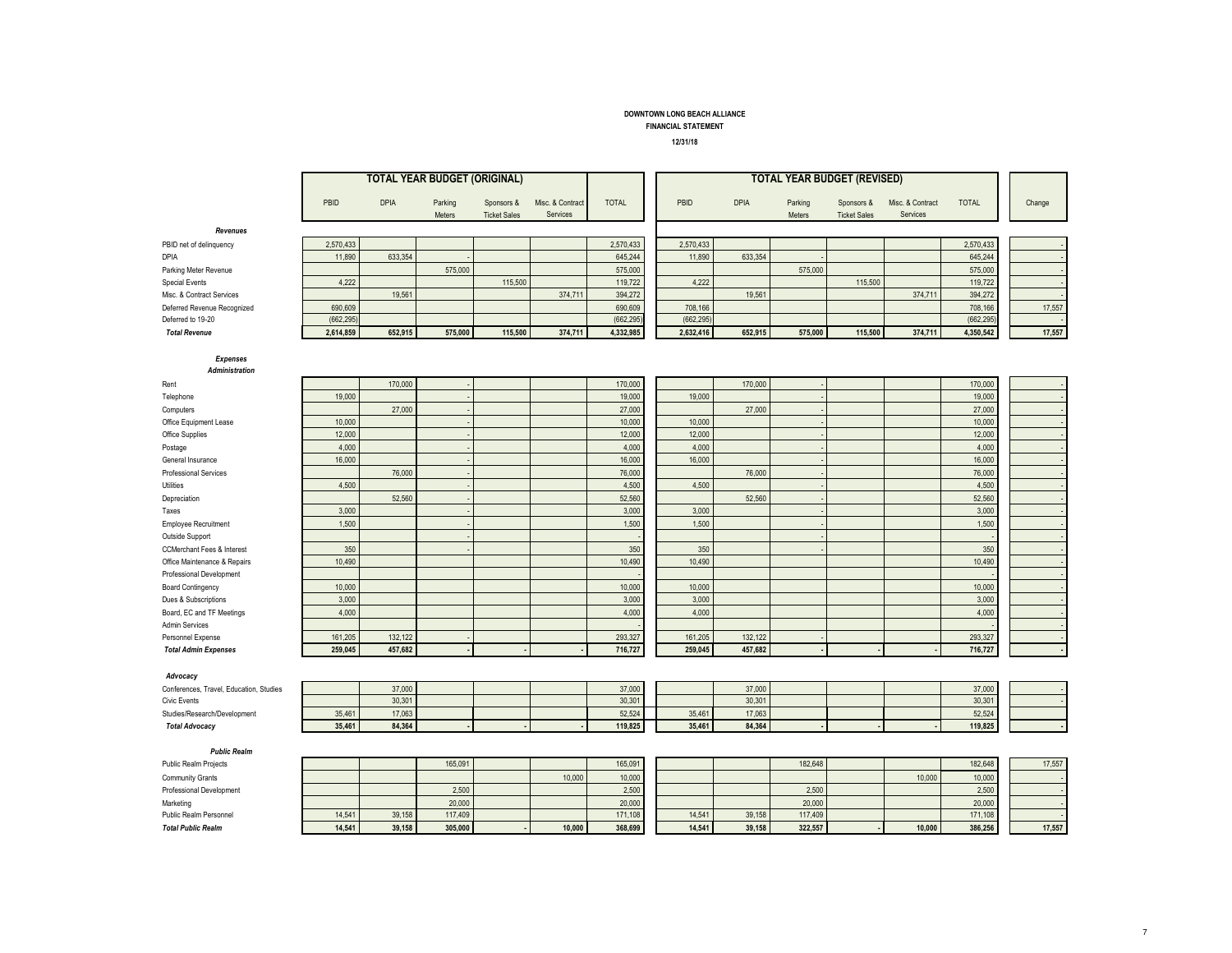**DOWNTOWN LONG BEACH ALLIANCE**
**FINANCIAL STATEMENT**
**12/31/18**

| | TOTAL YEAR BUDGET (ORIGINAL) | | | | | | TOTAL YEAR BUDGET (REVISED) | | | | | | |
|---|---|---|---|---|---|---|---|---|---|---|---|---|---|
| | PBID | DPIA | Parking Meters | Sponsors & Ticket Sales | Misc. & Contract Services | TOTAL | PBID | DPIA | Parking Meters | Sponsors & Ticket Sales | Misc. & Contract Services | TOTAL | Change |
| ***Revenues*** | | | | | | | | | | | | | |
| PBID net of delinquency | 2,570,433 | | | | | 2,570,433 | 2,570,433 | | | | | 2,570,433 | - |
| DPIA | 11,890 | 633,354 | - | | | 645,244 | 11,890 | 633,354 | - | | | 645,244 | - |
| Parking Meter Revenue | | | 575,000 | | | 575,000 | | | 575,000 | | | 575,000 | - |
| Special Events | 4,222 | | | 115,500 | | 119,722 | 4,222 | | | 115,500 | | 119,722 | - |
| Misc. & Contract Services | | 19,561 | | | 374,711 | 394,272 | | 19,561 | | | 374,711 | 394,272 | - |
| Deferred Revenue Recognized | 690,609 | | | | | 690,609 | 708,166 | | | | | 708,166 | 17,557 |
| Deferred to 19-20 | (662,295) | | | | | (662,295) | (662,295) | | | | | (662,295) | - |
| ***Total Revenue*** | **2,614,859** | **652,915** | **575,000** | **115,500** | **374,711** | **4,332,985** | **2,632,416** | **652,915** | **575,000** | **115,500** | **374,711** | **4,350,542** | **17,557** |
| ***Expenses*** | | | | | | | | | | | | | |
| ***Administration*** | | | | | | | | | | | | | |
| Rent | | 170,000 | - | | | 170,000 | | 170,000 | - | | | 170,000 | - |
| Telephone | 19,000 | | - | | | 19,000 | 19,000 | | - | | | 19,000 | - |
| Computers | | 27,000 | - | | | 27,000 | | 27,000 | - | | | 27,000 | - |
| Office Equipment Lease | 10,000 | | - | | | 10,000 | 10,000 | | - | | | 10,000 | - |
| Office Supplies | 12,000 | | - | | | 12,000 | 12,000 | | - | | | 12,000 | - |
| Postage | 4,000 | | - | | | 4,000 | 4,000 | | - | | | 4,000 | - |
| General Insurance | 16,000 | | - | | | 16,000 | 16,000 | | - | | | 16,000 | - |
| Professional Services | | 76,000 | - | | | 76,000 | | 76,000 | - | | | 76,000 | - |
| Utilities | 4,500 | | - | | | 4,500 | 4,500 | | - | | | 4,500 | - |
| Depreciation | | 52,560 | - | | | 52,560 | | 52,560 | - | | | 52,560 | - |
| Taxes | 3,000 | | - | | | 3,000 | 3,000 | | - | | | 3,000 | - |
| Employee Recruitment | 1,500 | | - | | | 1,500 | 1,500 | | - | | | 1,500 | - |
| Outside Support | | | - | | | - | | | - | | | - | - |
| CCMerchant Fees & Interest | 350 | | - | | | 350 | 350 | | - | | | 350 | - |
| Office Maintenance & Repairs | 10,490 | | | | | 10,490 | 10,490 | | | | | 10,490 | - |
| Professional Development | | | | | | - | | | | | | - | - |
| Board Contingency | 10,000 | | | | | 10,000 | 10,000 | | | | | 10,000 | - |
| Dues & Subscriptions | 3,000 | | | | | 3,000 | 3,000 | | | | | 3,000 | - |
| Board, EC and TF Meetings | 4,000 | | | | | 4,000 | 4,000 | | | | | 4,000 | - |
| Admin Services | | | | | | - | | | | | | - | - |
| Personnel Expense | 161,205 | 132,122 | - | | | 293,327 | 161,205 | 132,122 | - | | | 293,327 | - |
| ***Total Admin Expenses*** | **259,045** | **457,682** | **-** | **-** | **-** | **716,727** | **259,045** | **457,682** | **-** | **-** | **-** | **716,727** | **-** |
| ***Advocacy*** | | | | | | | | | | | | | |
| Conferences, Travel, Education, Studies | | 37,000 | | | | 37,000 | | 37,000 | | | | 37,000 | - |
| Civic Events | | 30,301 | | | | 30,301 | | 30,301 | | | | 30,301 | - |
| Studies/Research/Development | 35,461 | 17,063 | | | | 52,524 | 35,461 | 17,063 | | | | 52,524 | |
| ***Total Advocacy*** | **35,461** | **84,364** | **-** | **-** | **-** | **119,825** | **35,461** | **84,364** | **-** | **-** | **-** | **119,825** | **-** |
| ***Public Realm*** | | | | | | | | | | | | | |
| Public Realm Projects | | | 165,091 | | | 165,091 | | | 182,648 | | | 182,648 | 17,557 |
| Community Grants | | | | | 10,000 | 10,000 | | | | | 10,000 | 10,000 | - |
| Professional Development | | | 2,500 | | | 2,500 | | | 2,500 | | | 2,500 | - |
| Marketing | | | 20,000 | | | 20,000 | | | 20,000 | | | 20,000 | - |
| Public Realm Personnel | 14,541 | 39,158 | 117,409 | | | 171,108 | 14,541 | 39,158 | 117,409 | | | 171,108 | - |
| ***Total Public Realm*** | **14,541** | **39,158** | **305,000** | **-** | **10,000** | **368,699** | **14,541** | **39,158** | **322,557** | **-** | **10,000** | **386,256** | **17,557** |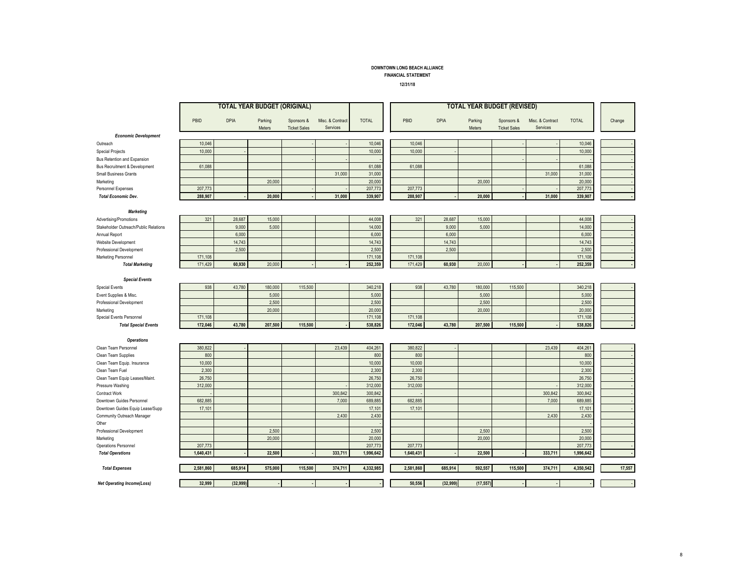# DOWNTOWN LONG BEACH ALLIANCE
## FINANCIAL STATEMENT
### 12/31/18

| | TOTAL YEAR BUDGET (ORIGINAL) | | | | | | TOTAL YEAR BUDGET (REVISED) | | | | | | |
|---|---|---|---|---|---|---|---|---|---|---|---|---|---|
| | PBID | DPIA | Parking Meters | Sponsors & Ticket Sales | Misc. & Contract Services | TOTAL | PBID | DPIA | Parking Meters | Sponsors & Ticket Sales | Misc. & Contract Services | TOTAL | Change |
| ***Economic Development*** | | | | | | | | | | | | | |
| Outreach | 10,046 | | | - | - | 10,046 | 10,046 | | | - | - | 10,046 | - |
| Special Projects | 10,000 | - | | | | 10,000 | 10,000 | - | | | | 10,000 | - |
| Bus Retention and Expansion | | | | - | - | - | | | | - | - | - | - |
| Bus Recruitment & Development | 61,088 | | | | | 61,088 | 61,088 | | | | | 61,088 | - |
| Small Business Grants | | | | | 31,000 | 31,000 | | | | | 31,000 | 31,000 | - |
| Marketing | | | 20,000 | | | 20,000 | | | 20,000 | | | 20,000 | - |
| Personnel Expenses | 207,773 | | | - | - | 207,773 | 207,773 | | | - | - | 207,773 | - |
| ***Total Economic Dev.*** | **288,907** | **-** | **20,000** | **-** | **31,000** | **339,907** | **288,907** | **-** | **20,000** | **-** | **31,000** | **339,907** | **-** |
| ***Marketing*** | | | | | | | | | | | | | |
| Advertising/Promotions | 321 | 28,687 | 15,000 | | | 44,008 | 321 | 28,687 | 15,000 | | | 44,008 | - |
| Stakeholder Outreach/Public Relations | | 9,000 | 5,000 | | | 14,000 | | 9,000 | 5,000 | | | 14,000 | - |
| Annual Report | | 6,000 | | | | 6,000 | | 6,000 | | | | 6,000 | - |
| Website Development | | 14,743 | | | | 14,743 | | 14,743 | | | | 14,743 | - |
| Professional Development | | 2,500 | | | | 2,500 | | 2,500 | | | | 2,500 | - |
| Marketing Personnel | 171,108 | | | | | 171,108 | 171,108 | | | | | 171,108 | - |
| ***Total Marketing*** | 171,429 | **60,930** | 20,000 | **-** | **-** | **252,359** | 171,429 | **60,930** | 20,000 | **-** | **-** | **252,359** | **-** |
| ***Special Events*** | | | | | | | | | | | | | |
| Special Events | 938 | 43,780 | 180,000 | 115,500 | | 340,218 | 938 | 43,780 | 180,000 | 115,500 | | 340,218 | - |
| Event Supplies & Misc. | | | 5,000 | | | 5,000 | | | 5,000 | | | 5,000 | |
| Professional Development | | | 2,500 | | | 2,500 | | | 2,500 | | | 2,500 | |
| Marketing | | | 20,000 | | | 20,000 | | | 20,000 | | | 20,000 | |
| Special Events Personnel | 171,108 | | | | | 171,108 | 171,108 | | | | | 171,108 | - |
| ***Total Special Events*** | **172,046** | **43,780** | **207,500** | **115,500** | **-** | **538,826** | **172,046** | **43,780** | **207,500** | **115,500** | **-** | **538,826** | **-** |
| ***Operations*** | | | | | | | | | | | | | |
| Clean Team Personnel | 380,822 | - | | | 23,439 | 404,261 | 380,822 | - | | | 23,439 | 404,261 | - |
| Clean Team Supplies | 800 | | | | | 800 | 800 | | | | | 800 | - |
| Clean Team Equip. Insurance | 10,000 | | | | | 10,000 | 10,000 | | | | | 10,000 | - |
| Clean Team Fuel | 2,300 | | | | | 2,300 | 2,300 | | | | | 2,300 | - |
| Clean Team Equip Leases/Maint. | 26,750 | | | | | 26,750 | 26,750 | | | | | 26,750 | - |
| Pressure Washing | 312,000 | | | | - | 312,000 | 312,000 | | | | - | 312,000 | - |
| Contract Work | - | | | | 300,842 | 300,842 | - | | | | 300,842 | 300,842 | - |
| Downtown Guides Personnel | 682,885 | | | | 7,000 | 689,885 | 682,885 | | | | 7,000 | 689,885 | - |
| Downtown Guides Equip Lease/Supp | 17,101 | | | | | 17,101 | 17,101 | | | | | 17,101 | - |
| Community Outreach Manager | | | | | 2,430 | 2,430 | | | | | 2,430 | 2,430 | |
| Other | | | | | | - | | | | | | - | - |
| Professional Development | | | 2,500 | | | 2,500 | | | 2,500 | | | 2,500 | |
| Marketing | | | 20,000 | | | 20,000 | | | 20,000 | | | 20,000 | |
| Operations Personnel | 207,773 | | | | | 207,773 | 207,773 | | | | | 207,773 | - |
| ***Total Operations*** | **1,640,431** | **-** | **22,500** | **-** | **333,711** | **1,996,642** | **1,640,431** | **-** | **22,500** | **-** | **333,711** | **1,996,642** | **-** |
| ***Total Expenses*** | **2,581,860** | **685,914** | **575,000** | **115,500** | **374,711** | **4,332,985** | **2,581,860** | **685,914** | **592,557** | **115,500** | **374,711** | **4,350,542** | **17,557** |
| ***Net Operating Income(Loss)*** | **32,999** | **(32,999)** | **-** | **-** | **-** | **-** | **50,556** | **(32,999)** | **(17,557)** | **-** | **-** | **-** | **-** |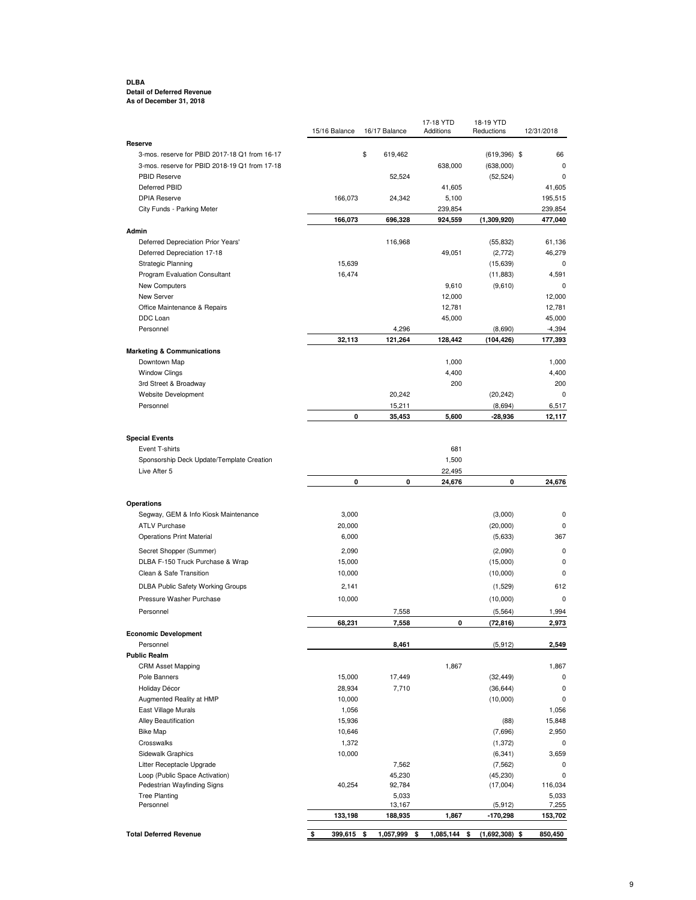**DLBA**
**Detail of Deferred Revenue**
**As of December 31, 2018**

| | 15/16 Balance | 16/17 Balance | 17-18 YTD Additions | 18-19 YTD Reductions | 12/31/2018 |
|---|---|---|---|---|---|
| **Reserve** | | | | | |
| 3-mos. reserve for PBID 2017-18 Q1 from 16-17 | | $ 619,462 | | (619,396) $ | 66 |
| 3-mos. reserve for PBID 2018-19 Q1 from 17-18 | | | 638,000 | (638,000) | 0 |
| PBID Reserve | | 52,524 | | (52,524) | 0 |
| Deferred PBID | | | 41,605 | | 41,605 |
| DPIA Reserve | 166,073 | 24,342 | 5,100 | | 195,515 |
| City Funds - Parking Meter | | | 239,854 | | 239,854 |
| | **166,073** | **696,328** | **924,559** | **(1,309,920)** | **477,040** |
| **Admin** | | | | | |
| Deferred Depreciation Prior Years' | | 116,968 | | (55,832) | 61,136 |
| Deferred Depreciation 17-18 | | | 49,051 | (2,772) | 46,279 |
| Strategic Planning | 15,639 | | | (15,639) | 0 |
| Program Evaluation Consultant | 16,474 | | | (11,883) | 4,591 |
| New Computers | | | 9,610 | (9,610) | 0 |
| New Server | | | 12,000 | | 12,000 |
| Office Maintenance & Repairs | | | 12,781 | | 12,781 |
| DDC Loan | | | 45,000 | | 45,000 |
| Personnel | | 4,296 | | (8,690) | -4,394 |
| | **32,113** | **121,264** | **128,442** | **(104,426)** | **177,393** |
| **Marketing & Communications** | | | | | |
| Downtown Map | | | 1,000 | | 1,000 |
| Window Clings | | | 4,400 | | 4,400 |
| 3rd Street & Broadway | | | 200 | | 200 |
| Website Development | | 20,242 | | (20,242) | 0 |
| Personnel | | 15,211 | | (8,694) | 6,517 |
| | **0** | **35,453** | **5,600** | **-28,936** | **12,117** |
| **Special Events** | | | | | |
| Event T-shirts | | | 681 | | |
| Sponsorship Deck Update/Template Creation | | | 1,500 | | |
| Live After 5 | | | 22,495 | | |
| | **0** | **0** | **24,676** | **0** | **24,676** |
| **Operations** | | | | | |
| Segway, GEM & Info Kiosk Maintenance | 3,000 | | | (3,000) | 0 |
| ATLV Purchase | 20,000 | | | (20,000) | 0 |
| Operations Print Material | 6,000 | | | (5,633) | 367 |
| Secret Shopper (Summer) | 2,090 | | | (2,090) | 0 |
| DLBA F-150 Truck Purchase & Wrap | 15,000 | | | (15,000) | 0 |
| Clean & Safe Transition | 10,000 | | | (10,000) | 0 |
| DLBA Public Safety Working Groups | 2,141 | | | (1,529) | 612 |
| Pressure Washer Purchase | 10,000 | | | (10,000) | 0 |
| Personnel | | 7,558 | | (5,564) | 1,994 |
| | **68,231** | **7,558** | **0** | **(72,816)** | **2,973** |
| **Economic Development** | | | | | |
| Personnel | | **8,461** | | (5,912) | **2,549** |
| **Public Realm** | | | | | |
| CRM Asset Mapping | | | 1,867 | | 1,867 |
| Pole Banners | 15,000 | 17,449 | | (32,449) | 0 |
| Holiday Décor | 28,934 | 7,710 | | (36,644) | 0 |
| Augmented Reality at HMP | 10,000 | | | (10,000) | 0 |
| East Village Murals | 1,056 | | | | 1,056 |
| Alley Beautification | 15,936 | | | (88) | 15,848 |
| Bike Map | 10,646 | | | (7,696) | 2,950 |
| Crosswalks | 1,372 | | | (1,372) | 0 |
| Sidewalk Graphics | 10,000 | | | (6,341) | 3,659 |
| Litter Receptacle Upgrade | | 7,562 | | (7,562) | 0 |
| Loop (Public Space Activation) | | 45,230 | | (45,230) | 0 |
| Pedestrian Wayfinding Signs | 40,254 | 92,784 | | (17,004) | 116,034 |
| Tree Planting | | 5,033 | | | 5,033 |
| Personnel | | 13,167 | | (5,912) | 7,255 |
| | **133,198** | **188,935** | **1,867** | **-170,298** | **153,702** |
| **Total Deferred Revenue** | **$ 399,615** | **$ 1,057,999** | **$ 1,085,144** | **$ (1,692,308)** | **$ 850,450** |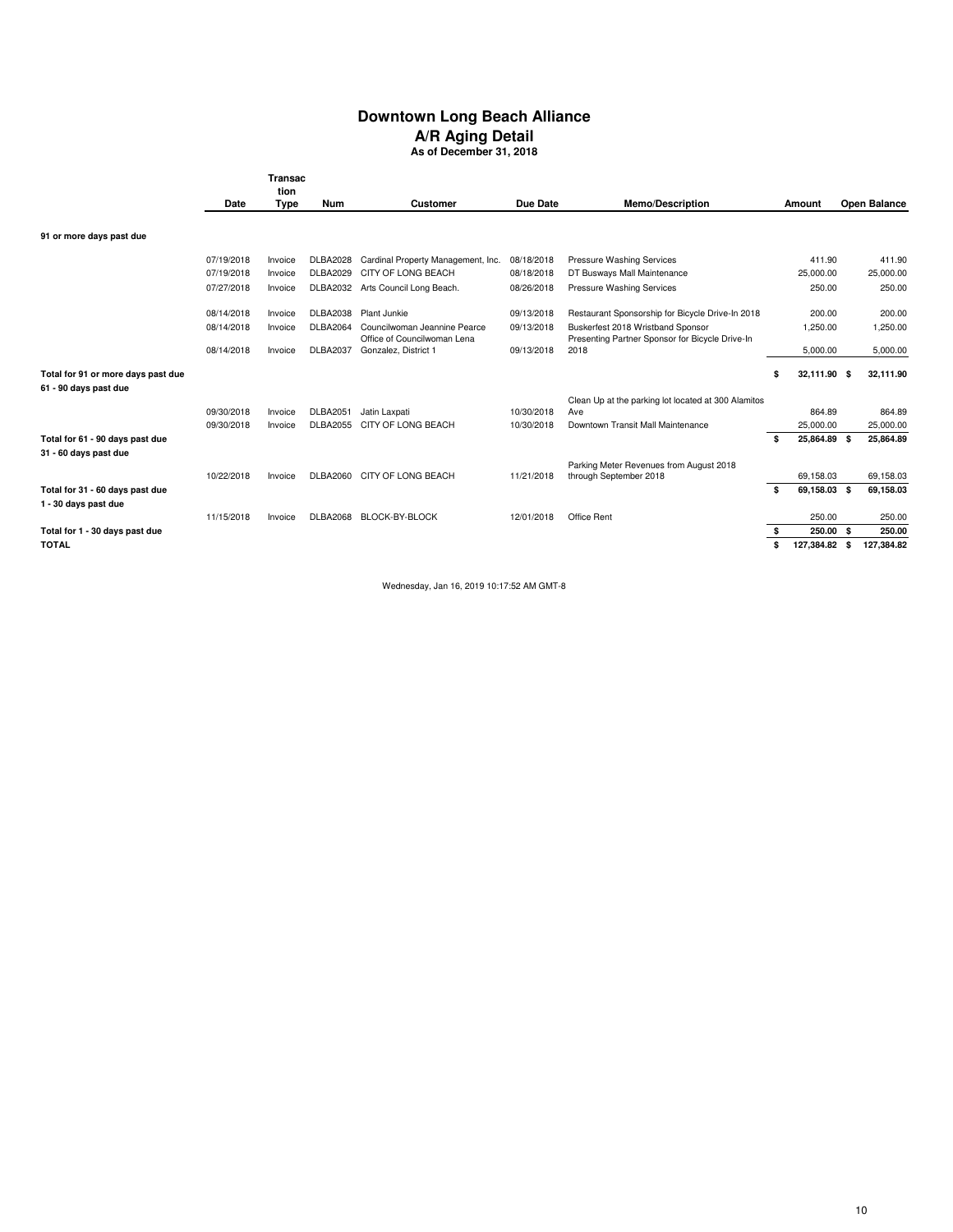# Downtown Long Beach Alliance
## A/R Aging Detail
### As of December 31, 2018

| | Date | Transaction Type | Num | Customer | Due Date | Memo/Description | Amount | Open Balance |
|---|---|---|---|---|---|---|---|---|
| **91 or more days past due** | | | | | | | | |
| | 07/19/2018 | Invoice | DLBA2028 | Cardinal Property Management, Inc. | 08/18/2018 | Pressure Washing Services | 411.90 | 411.90 |
| | 07/19/2018 | Invoice | DLBA2029 | CITY OF LONG BEACH | 08/18/2018 | DT Busways Mall Maintenance | 25,000.00 | 25,000.00 |
| | 07/27/2018 | Invoice | DLBA2032 | Arts Council Long Beach. | 08/26/2018 | Pressure Washing Services | 250.00 | 250.00 |
| | 08/14/2018 | Invoice | DLBA2038 | Plant Junkie | 09/13/2018 | Restaurant Sponsorship for Bicycle Drive-In 2018 | 200.00 | 200.00 |
| | 08/14/2018 | Invoice | DLBA2064 | Councilwoman Jeannine Pearce | 09/13/2018 | Buskerfest 2018 Wristband Sponsor | 1,250.00 | 1,250.00 |
| | 08/14/2018 | Invoice | DLBA2037 | Office of Councilwoman Lena Gonzalez, District 1 | 09/13/2018 | Presenting Partner Sponsor for Bicycle Drive-In 2018 | 5,000.00 | 5,000.00 |
| **Total for 91 or more days past due** | | | | | | | **$ 32,111.90** | **$ 32,111.90** |
| **61 - 90 days past due** | | | | | | | | |
| | 09/30/2018 | Invoice | DLBA2051 | Jatin Laxpati | 10/30/2018 | Clean Up at the parking lot located at 300 Alamitos Ave | 864.89 | 864.89 |
| | 09/30/2018 | Invoice | DLBA2055 | CITY OF LONG BEACH | 10/30/2018 | Downtown Transit Mall Maintenance | 25,000.00 | 25,000.00 |
| **Total for 61 - 90 days past due** | | | | | | | **$ 25,864.89** | **$ 25,864.89** |
| **31 - 60 days past due** | | | | | | | | |
| | 10/22/2018 | Invoice | DLBA2060 | CITY OF LONG BEACH | 11/21/2018 | Parking Meter Revenues from August 2018 through September 2018 | 69,158.03 | 69,158.03 |
| **Total for 31 - 60 days past due** | | | | | | | **$ 69,158.03** | **$ 69,158.03** |
| **1 - 30 days past due** | | | | | | | | |
| | 11/15/2018 | Invoice | DLBA2068 | BLOCK-BY-BLOCK | 12/01/2018 | Office Rent | 250.00 | 250.00 |
| **Total for 1 - 30 days past due** | | | | | | | **$ 250.00** | **$ 250.00** |
| **TOTAL** | | | | | | | **$ 127,384.82** | **$ 127,384.82** |

Wednesday, Jan 16, 2019 10:17:52 AM GMT-8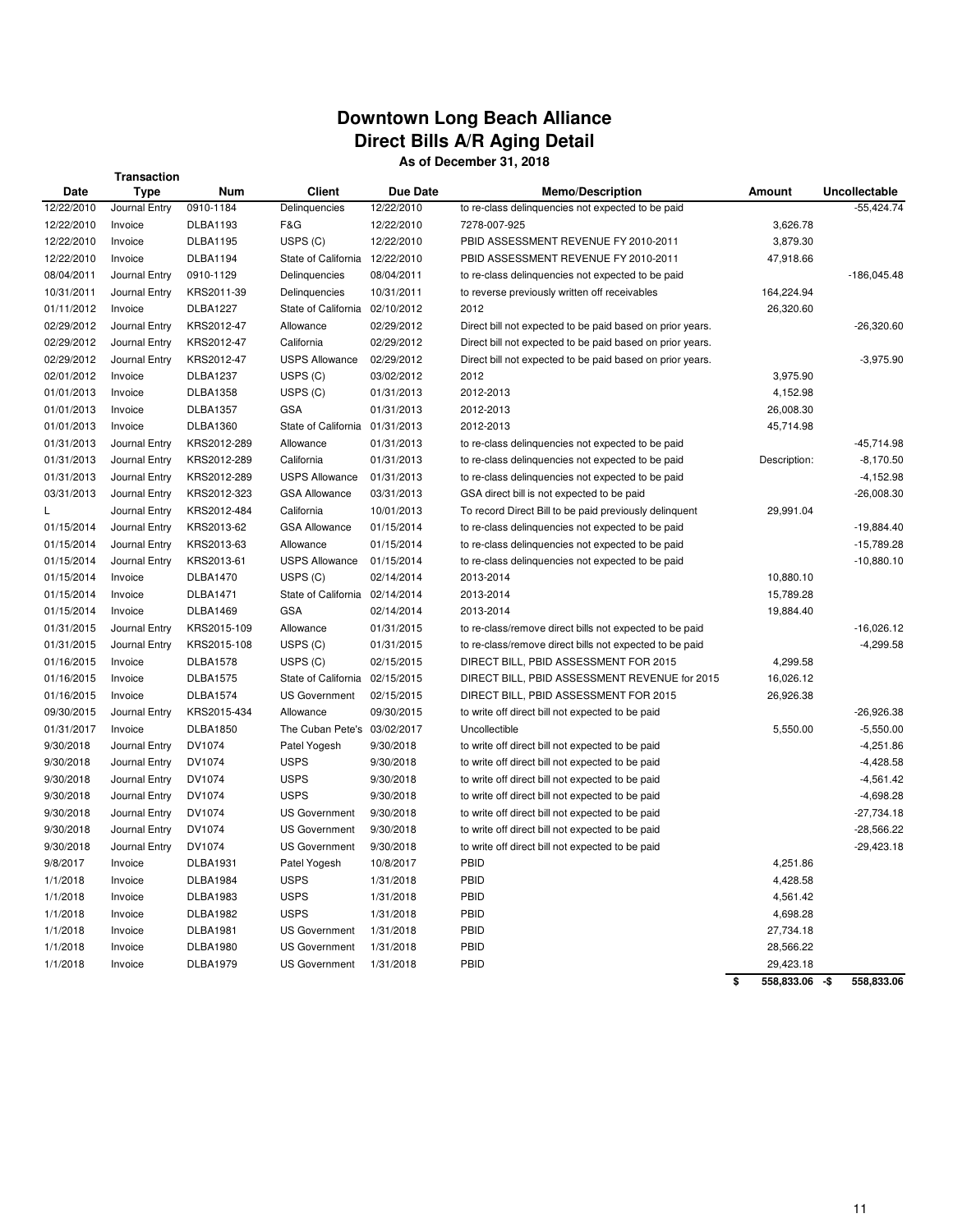# Downtown Long Beach Alliance
## Direct Bills A/R Aging Detail
**As of December 31, 2018**

| Date | Transaction Type | Num | Client | Due Date | Memo/Description | Amount | Uncollectable |
|---|---|---|---|---|---|---|---|
| 12/22/2010 | Journal Entry | 0910-1184 | Delinquencies | 12/22/2010 | to re-class delinquencies not expected to be paid | | -55,424.74 |
| 12/22/2010 | Invoice | DLBA1193 | F&G | 12/22/2010 | 7278-007-925 | 3,626.78 | |
| 12/22/2010 | Invoice | DLBA1195 | USPS (C) | 12/22/2010 | PBID ASSESSMENT REVENUE FY 2010-2011 | 3,879.30 | |
| 12/22/2010 | Invoice | DLBA1194 | State of California | 12/22/2010 | PBID ASSESSMENT REVENUE FY 2010-2011 | 47,918.66 | |
| 08/04/2011 | Journal Entry | 0910-1129 | Delinquencies | 08/04/2011 | to re-class delinquencies not expected to be paid | | -186,045.48 |
| 10/31/2011 | Journal Entry | KRS2011-39 | Delinquencies | 10/31/2011 | to reverse previously written off receivables | 164,224.94 | |
| 01/11/2012 | Invoice | DLBA1227 | State of California | 02/10/2012 | 2012 | 26,320.60 | |
| 02/29/2012 | Journal Entry | KRS2012-47 | Allowance | 02/29/2012 | Direct bill not expected to be paid based on prior years. | | -26,320.60 |
| 02/29/2012 | Journal Entry | KRS2012-47 | California | 02/29/2012 | Direct bill not expected to be paid based on prior years. | | |
| 02/29/2012 | Journal Entry | KRS2012-47 | USPS Allowance | 02/29/2012 | Direct bill not expected to be paid based on prior years. | | -3,975.90 |
| 02/01/2012 | Invoice | DLBA1237 | USPS (C) | 03/02/2012 | 2012 | 3,975.90 | |
| 01/01/2013 | Invoice | DLBA1358 | USPS (C) | 01/31/2013 | 2012-2013 | 4,152.98 | |
| 01/01/2013 | Invoice | DLBA1357 | GSA | 01/31/2013 | 2012-2013 | 26,008.30 | |
| 01/01/2013 | Invoice | DLBA1360 | State of California | 01/31/2013 | 2012-2013 | 45,714.98 | |
| 01/31/2013 | Journal Entry | KRS2012-289 | Allowance | 01/31/2013 | to re-class delinquencies not expected to be paid | | -45,714.98 |
| 01/31/2013 | Journal Entry | KRS2012-289 | California | 01/31/2013 | to re-class delinquencies not expected to be paid | Description: | -8,170.50 |
| 01/31/2013 | Journal Entry | KRS2012-289 | USPS Allowance | 01/31/2013 | to re-class delinquencies not expected to be paid | | -4,152.98 |
| 03/31/2013 | Journal Entry | KRS2012-323 | GSA Allowance | 03/31/2013 | GSA direct bill is not expected to be paid | | -26,008.30 |
| L | Journal Entry | KRS2012-484 | California | 10/01/2013 | To record Direct Bill to be paid previously delinquent | 29,991.04 | |
| 01/15/2014 | Journal Entry | KRS2013-62 | GSA Allowance | 01/15/2014 | to re-class delinquencies not expected to be paid | | -19,884.40 |
| 01/15/2014 | Journal Entry | KRS2013-63 | Allowance | 01/15/2014 | to re-class delinquencies not expected to be paid | | -15,789.28 |
| 01/15/2014 | Journal Entry | KRS2013-61 | USPS Allowance | 01/15/2014 | to re-class delinquencies not expected to be paid | | -10,880.10 |
| 01/15/2014 | Invoice | DLBA1470 | USPS (C) | 02/14/2014 | 2013-2014 | 10,880.10 | |
| 01/15/2014 | Invoice | DLBA1471 | State of California | 02/14/2014 | 2013-2014 | 15,789.28 | |
| 01/15/2014 | Invoice | DLBA1469 | GSA | 02/14/2014 | 2013-2014 | 19,884.40 | |
| 01/31/2015 | Journal Entry | KRS2015-109 | Allowance | 01/31/2015 | to re-class/remove direct bills not expected to be paid | | -16,026.12 |
| 01/31/2015 | Journal Entry | KRS2015-108 | USPS (C) | 01/31/2015 | to re-class/remove direct bills not expected to be paid | | -4,299.58 |
| 01/16/2015 | Invoice | DLBA1578 | USPS (C) | 02/15/2015 | DIRECT BILL, PBID ASSESSMENT FOR 2015 | 4,299.58 | |
| 01/16/2015 | Invoice | DLBA1575 | State of California | 02/15/2015 | DIRECT BILL, PBID ASSESSMENT REVENUE for 2015 | 16,026.12 | |
| 01/16/2015 | Invoice | DLBA1574 | US Government | 02/15/2015 | DIRECT BILL, PBID ASSESSMENT FOR 2015 | 26,926.38 | |
| 09/30/2015 | Journal Entry | KRS2015-434 | Allowance | 09/30/2015 | to write off direct bill not expected to be paid | | -26,926.38 |
| 01/31/2017 | Invoice | DLBA1850 | The Cuban Pete's | 03/02/2017 | Uncollectible | 5,550.00 | -5,550.00 |
| 9/30/2018 | Journal Entry | DV1074 | Patel Yogesh | 9/30/2018 | to write off direct bill not expected to be paid | | -4,251.86 |
| 9/30/2018 | Journal Entry | DV1074 | USPS | 9/30/2018 | to write off direct bill not expected to be paid | | -4,428.58 |
| 9/30/2018 | Journal Entry | DV1074 | USPS | 9/30/2018 | to write off direct bill not expected to be paid | | -4,561.42 |
| 9/30/2018 | Journal Entry | DV1074 | USPS | 9/30/2018 | to write off direct bill not expected to be paid | | -4,698.28 |
| 9/30/2018 | Journal Entry | DV1074 | US Government | 9/30/2018 | to write off direct bill not expected to be paid | | -27,734.18 |
| 9/30/2018 | Journal Entry | DV1074 | US Government | 9/30/2018 | to write off direct bill not expected to be paid | | -28,566.22 |
| 9/30/2018 | Journal Entry | DV1074 | US Government | 9/30/2018 | to write off direct bill not expected to be paid | | -29,423.18 |
| 9/8/2017 | Invoice | DLBA1931 | Patel Yogesh | 10/8/2017 | PBID | 4,251.86 | |
| 1/1/2018 | Invoice | DLBA1984 | USPS | 1/31/2018 | PBID | 4,428.58 | |
| 1/1/2018 | Invoice | DLBA1983 | USPS | 1/31/2018 | PBID | 4,561.42 | |
| 1/1/2018 | Invoice | DLBA1982 | USPS | 1/31/2018 | PBID | 4,698.28 | |
| 1/1/2018 | Invoice | DLBA1981 | US Government | 1/31/2018 | PBID | 27,734.18 | |
| 1/1/2018 | Invoice | DLBA1980 | US Government | 1/31/2018 | PBID | 28,566.22 | |
| 1/1/2018 | Invoice | DLBA1979 | US Government | 1/31/2018 | PBID | 29,423.18 | |
| | | | | | | **$ 558,833.06** | **-$ 558,833.06** |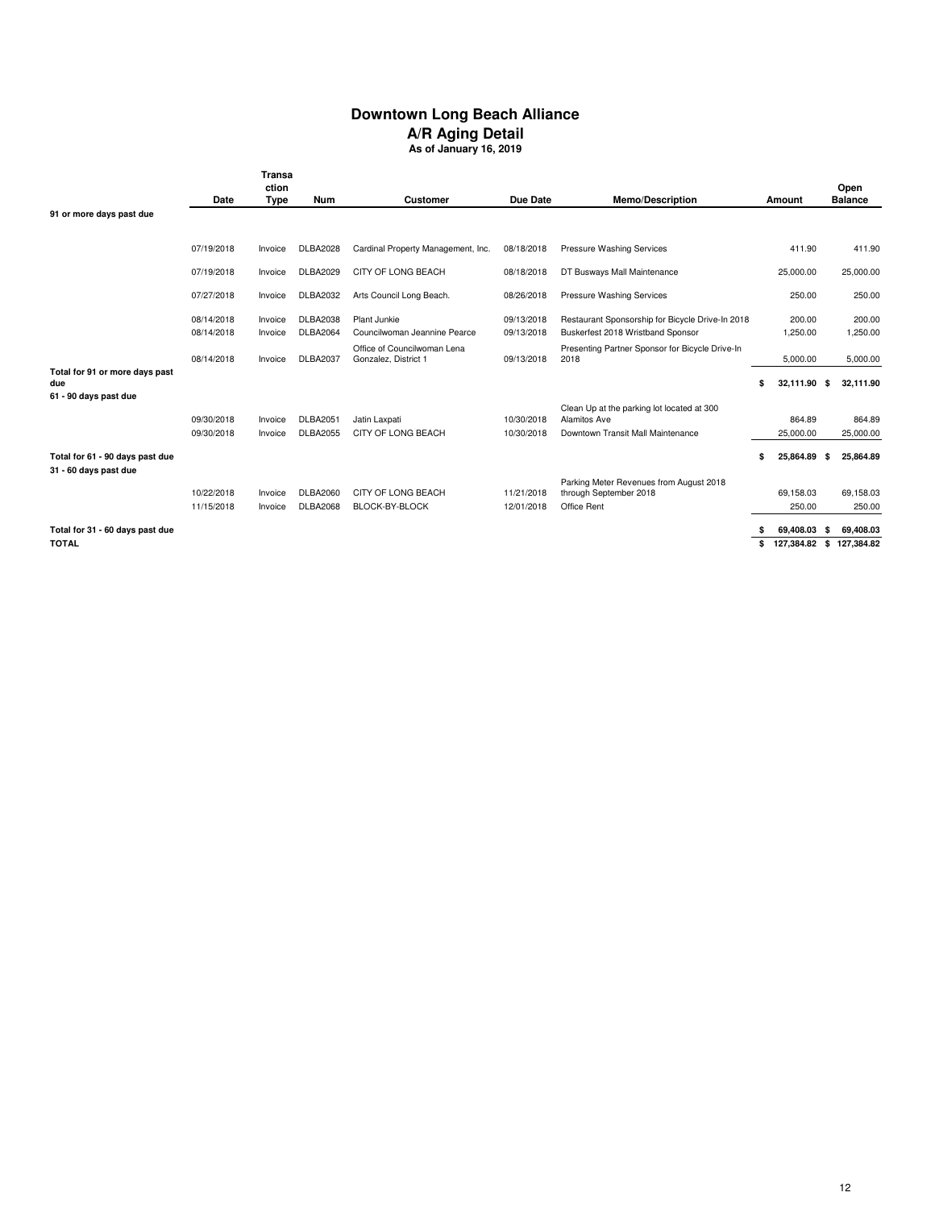# Downtown Long Beach Alliance

## A/R Aging Detail

### As of January 16, 2019

| | Date | Transaction Type | Num | Customer | Due Date | Memo/Description | Amount | Open Balance |
|---|---|---|---|---|---|---|---|---|
| **91 or more days past due** | | | | | | | | |
| | 07/19/2018 | Invoice | DLBA2028 | Cardinal Property Management, Inc. | 08/18/2018 | Pressure Washing Services | 411.90 | 411.90 |
| | 07/19/2018 | Invoice | DLBA2029 | CITY OF LONG BEACH | 08/18/2018 | DT Busways Mall Maintenance | 25,000.00 | 25,000.00 |
| | 07/27/2018 | Invoice | DLBA2032 | Arts Council Long Beach. | 08/26/2018 | Pressure Washing Services | 250.00 | 250.00 |
| | 08/14/2018 | Invoice | DLBA2038 | Plant Junkie | 09/13/2018 | Restaurant Sponsorship for Bicycle Drive-In 2018 | 200.00 | 200.00 |
| | 08/14/2018 | Invoice | DLBA2064 | Councilwoman Jeannine Pearce | 09/13/2018 | Buskerfest 2018 Wristband Sponsor | 1,250.00 | 1,250.00 |
| | 08/14/2018 | Invoice | DLBA2037 | Office of Councilwoman Lena Gonzalez, District 1 | 09/13/2018 | Presenting Partner Sponsor for Bicycle Drive-In 2018 | 5,000.00 | 5,000.00 |
| **Total for 91 or more days past due** | | | | | | | **$ 32,111.90** | **$ 32,111.90** |
| **61 - 90 days past due** | | | | | | | | |
| | 09/30/2018 | Invoice | DLBA2051 | Jatin Laxpati | 10/30/2018 | Clean Up at the parking lot located at 300 Alamitos Ave | 864.89 | 864.89 |
| | 09/30/2018 | Invoice | DLBA2055 | CITY OF LONG BEACH | 10/30/2018 | Downtown Transit Mall Maintenance | 25,000.00 | 25,000.00 |
| **Total for 61 - 90 days past due** | | | | | | | **$ 25,864.89** | **$ 25,864.89** |
| **31 - 60 days past due** | | | | | | | | |
| | 10/22/2018 | Invoice | DLBA2060 | CITY OF LONG BEACH | 11/21/2018 | Parking Meter Revenues from August 2018 through September 2018 | 69,158.03 | 69,158.03 |
| | 11/15/2018 | Invoice | DLBA2068 | BLOCK-BY-BLOCK | 12/01/2018 | Office Rent | 250.00 | 250.00 |
| **Total for 31 - 60 days past due** | | | | | | | **$ 69,408.03** | **$ 69,408.03** |
| **TOTAL** | | | | | | | **$ 127,384.82** | **$ 127,384.82** |